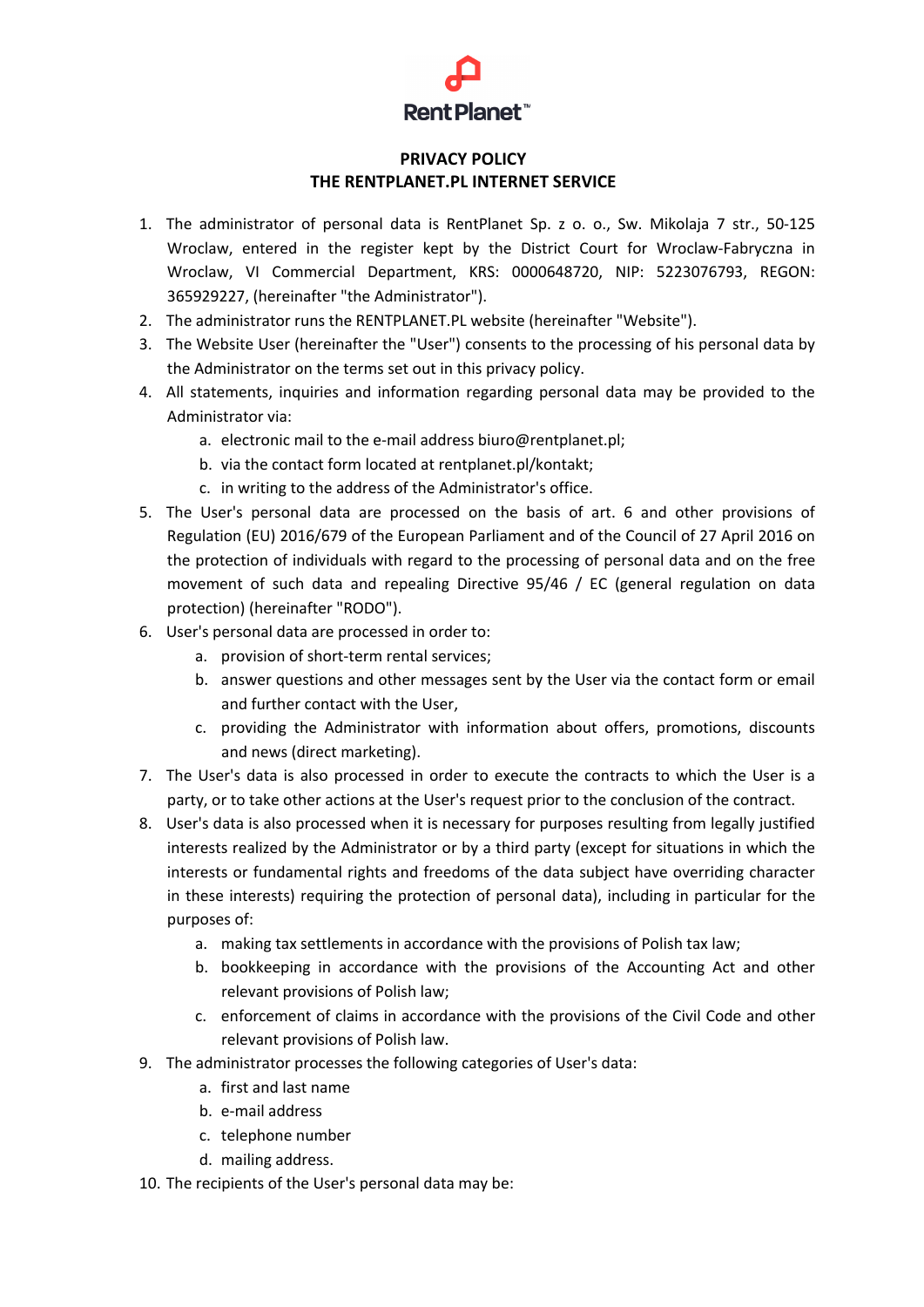RentPlanet™

# PRIVACY POLICY
# THE RENTPLANET.PL INTERNET SERVICE

1. The administrator of personal data is RentPlanet Sp. z o. o., Sw. Mikolaja 7 str., 50-125 Wroclaw, entered in the register kept by the District Court for Wroclaw-Fabryczna in Wroclaw, VI Commercial Department, KRS: 0000648720, NIP: 5223076793, REGON: 365929227, (hereinafter "the Administrator").
2. The administrator runs the RENTPLANET.PL website (hereinafter "Website").
3. The Website User (hereinafter the "User") consents to the processing of his personal data by the Administrator on the terms set out in this privacy policy.
4. All statements, inquiries and information regarding personal data may be provided to the Administrator via:
   a. electronic mail to the e-mail address biuro@rentplanet.pl;
   b. via the contact form located at rentplanet.pl/kontakt;
   c. in writing to the address of the Administrator's office.
5. The User's personal data are processed on the basis of art. 6 and other provisions of Regulation (EU) 2016/679 of the European Parliament and of the Council of 27 April 2016 on the protection of individuals with regard to the processing of personal data and on the free movement of such data and repealing Directive 95/46 / EC (general regulation on data protection) (hereinafter "RODO").
6. User's personal data are processed in order to:
   a. provision of short-term rental services;
   b. answer questions and other messages sent by the User via the contact form or email and further contact with the User,
   c. providing the Administrator with information about offers, promotions, discounts and news (direct marketing).
7. The User's data is also processed in order to execute the contracts to which the User is a party, or to take other actions at the User's request prior to the conclusion of the contract.
8. User's data is also processed when it is necessary for purposes resulting from legally justified interests realized by the Administrator or by a third party (except for situations in which the interests or fundamental rights and freedoms of the data subject have overriding character in these interests) requiring the protection of personal data), including in particular for the purposes of:
   a. making tax settlements in accordance with the provisions of Polish tax law;
   b. bookkeeping in accordance with the provisions of the Accounting Act and other relevant provisions of Polish law;
   c. enforcement of claims in accordance with the provisions of the Civil Code and other relevant provisions of Polish law.
9. The administrator processes the following categories of User's data:
   a. first and last name
   b. e-mail address
   c. telephone number
   d. mailing address.
10. The recipients of the User's personal data may be: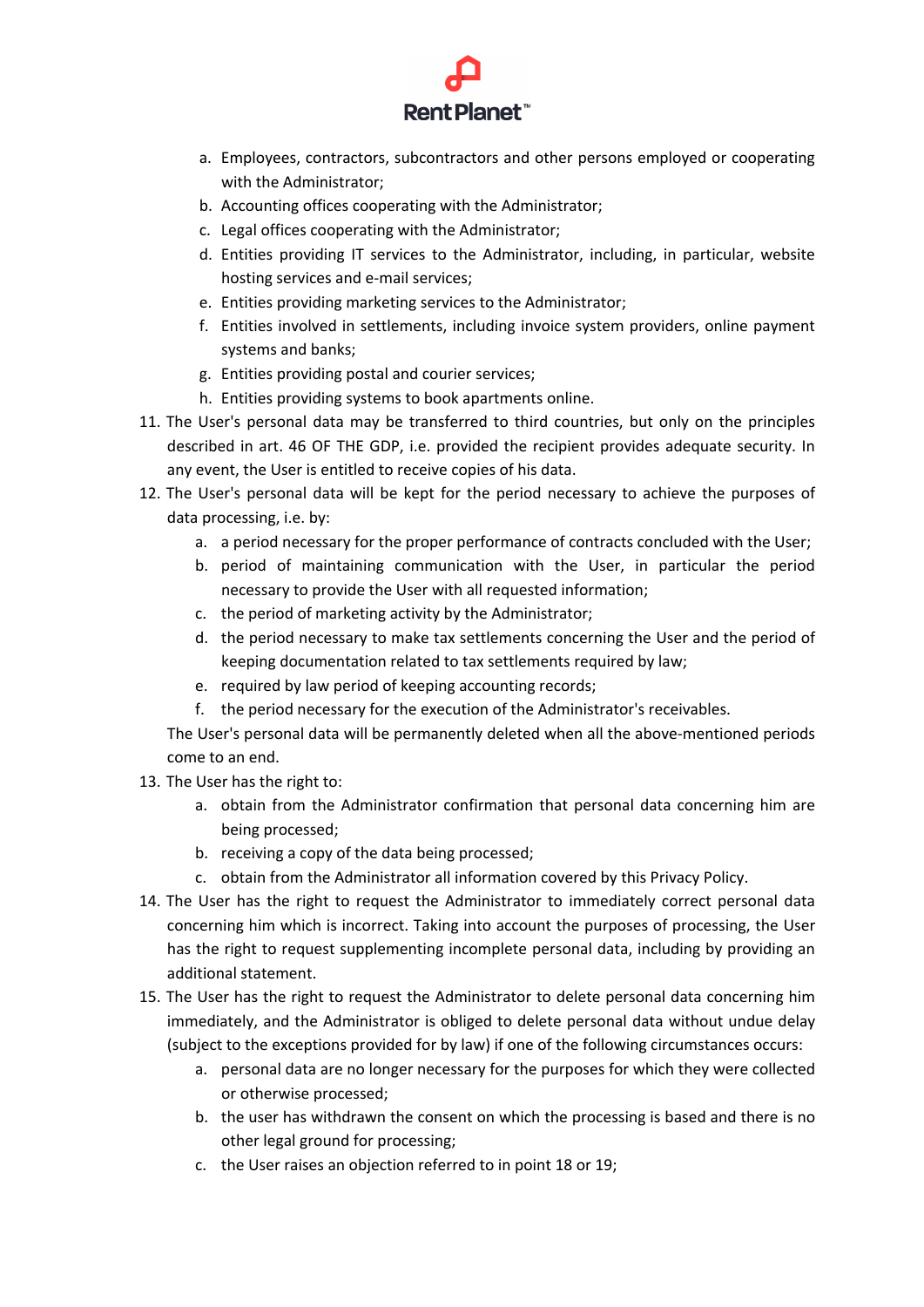a. Employees, contractors, subcontractors and other persons employed or cooperating with the Administrator;
b. Accounting offices cooperating with the Administrator;
c. Legal offices cooperating with the Administrator;
d. Entities providing IT services to the Administrator, including, in particular, website hosting services and e-mail services;
e. Entities providing marketing services to the Administrator;
f. Entities involved in settlements, including invoice system providers, online payment systems and banks;
g. Entities providing postal and courier services;
h. Entities providing systems to book apartments online.

11. The User's personal data may be transferred to third countries, but only on the principles described in art. 46 OF THE GDP, i.e. provided the recipient provides adequate security. In any event, the User is entitled to receive copies of his data.
12. The User's personal data will be kept for the period necessary to achieve the purposes of data processing, i.e. by:
    a. a period necessary for the proper performance of contracts concluded with the User;
    b. period of maintaining communication with the User, in particular the period necessary to provide the User with all requested information;
    c. the period of marketing activity by the Administrator;
    d. the period necessary to make tax settlements concerning the User and the period of keeping documentation related to tax settlements required by law;
    e. required by law period of keeping accounting records;
    f. the period necessary for the execution of the Administrator's receivables.

    The User's personal data will be permanently deleted when all the above-mentioned periods come to an end.
13. The User has the right to:
    a. obtain from the Administrator confirmation that personal data concerning him are being processed;
    b. receiving a copy of the data being processed;
    c. obtain from the Administrator all information covered by this Privacy Policy.
14. The User has the right to request the Administrator to immediately correct personal data concerning him which is incorrect. Taking into account the purposes of processing, the User has the right to request supplementing incomplete personal data, including by providing an additional statement.
15. The User has the right to request the Administrator to delete personal data concerning him immediately, and the Administrator is obliged to delete personal data without undue delay (subject to the exceptions provided for by law) if one of the following circumstances occurs:
    a. personal data are no longer necessary for the purposes for which they were collected or otherwise processed;
    b. the user has withdrawn the consent on which the processing is based and there is no other legal ground for processing;
    c. the User raises an objection referred to in point 18 or 19;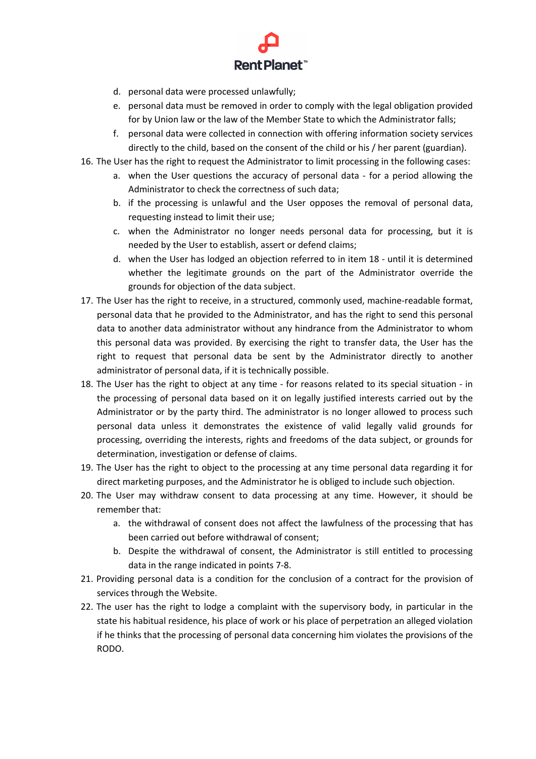d. personal data were processed unlawfully;
e. personal data must be removed in order to comply with the legal obligation provided for by Union law or the law of the Member State to which the Administrator falls;
f. personal data were collected in connection with offering information society services directly to the child, based on the consent of the child or his / her parent (guardian).

16. The User has the right to request the Administrator to limit processing in the following cases:
    a. when the User questions the accuracy of personal data - for a period allowing the Administrator to check the correctness of such data;
    b. if the processing is unlawful and the User opposes the removal of personal data, requesting instead to limit their use;
    c. when the Administrator no longer needs personal data for processing, but it is needed by the User to establish, assert or defend claims;
    d. when the User has lodged an objection referred to in item 18 - until it is determined whether the legitimate grounds on the part of the Administrator override the grounds for objection of the data subject.
17. The User has the right to receive, in a structured, commonly used, machine-readable format, personal data that he provided to the Administrator, and has the right to send this personal data to another data administrator without any hindrance from the Administrator to whom this personal data was provided. By exercising the right to transfer data, the User has the right to request that personal data be sent by the Administrator directly to another administrator of personal data, if it is technically possible.
18. The User has the right to object at any time - for reasons related to its special situation - in the processing of personal data based on it on legally justified interests carried out by the Administrator or by the party third. The administrator is no longer allowed to process such personal data unless it demonstrates the existence of valid legally valid grounds for processing, overriding the interests, rights and freedoms of the data subject, or grounds for determination, investigation or defense of claims.
19. The User has the right to object to the processing at any time personal data regarding it for direct marketing purposes, and the Administrator he is obliged to include such objection.
20. The User may withdraw consent to data processing at any time. However, it should be remember that:
    a. the withdrawal of consent does not affect the lawfulness of the processing that has been carried out before withdrawal of consent;
    b. Despite the withdrawal of consent, the Administrator is still entitled to processing data in the range indicated in points 7-8.
21. Providing personal data is a condition for the conclusion of a contract for the provision of services through the Website.
22. The user has the right to lodge a complaint with the supervisory body, in particular in the state his habitual residence, his place of work or his place of perpetration an alleged violation if he thinks that the processing of personal data concerning him violates the provisions of the RODO.